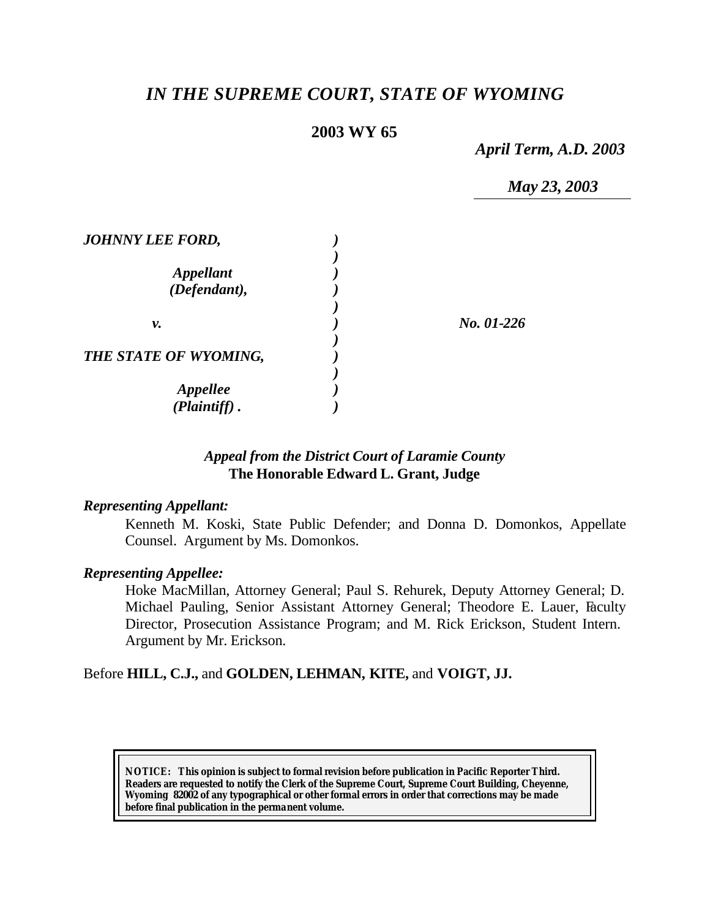# *IN THE SUPREME COURT, STATE OF WYOMING*

**2003 WY 65**

*April Term, A.D. 2003*

*May 23, 2003*

| | | |
|---|---|---|
| ***JOHNNY LEE FORD,*** | ) | |
| | ) | |
| ***Appellant*** | ) | |
| ***(Defendant),*** | ) | |
| | ) | |
| ***v.*** | ) | ***No. 01-226*** |
| | ) | |
| ***THE STATE OF WYOMING,*** | ) | |
| | ) | |
| ***Appellee*** | ) | |
| ***(Plaintiff) .*** | ) | |

*Appeal from the District Court of Laramie County*
**The Honorable Edward L. Grant, Judge**

***Representing Appellant:***

Kenneth M. Koski, State Public Defender; and Donna D. Domonkos, Appellate Counsel. Argument by Ms. Domonkos.

***Representing Appellee:***

Hoke MacMillan, Attorney General; Paul S. Rehurek, Deputy Attorney General; D. Michael Pauling, Senior Assistant Attorney General; Theodore E. Lauer, Faculty Director, Prosecution Assistance Program; and M. Rick Erickson, Student Intern. Argument by Mr. Erickson.

Before **HILL, C.J.,** and **GOLDEN, LEHMAN, KITE,** and **VOIGT, JJ.**

**NOTICE: This opinion is subject to formal revision before publication in Pacific Reporter Third. Readers are requested to notify the Clerk of the Supreme Court, Supreme Court Building, Cheyenne, Wyoming 82002 of any typographical or other formal errors in order that corrections may be made before final publication in the permanent volume.**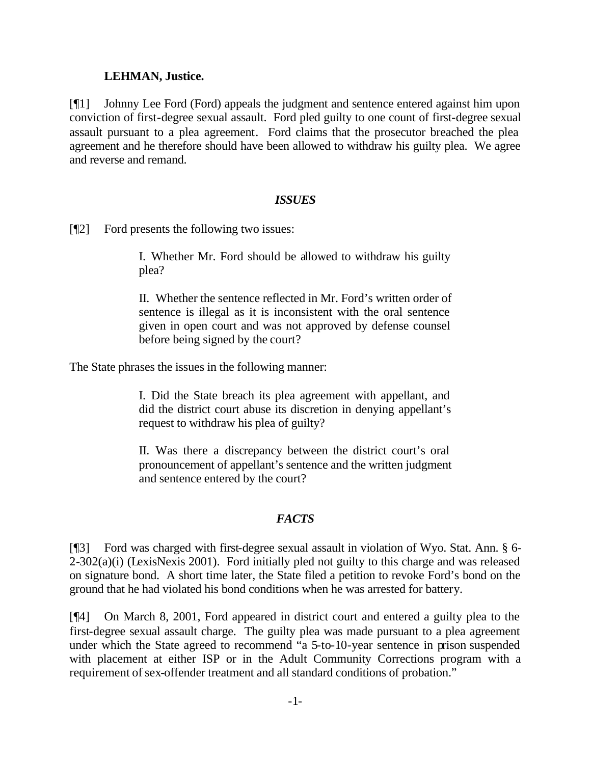**LEHMAN, Justice.**

[¶1] Johnny Lee Ford (Ford) appeals the judgment and sentence entered against him upon conviction of first-degree sexual assault. Ford pled guilty to one count of first-degree sexual assault pursuant to a plea agreement. Ford claims that the prosecutor breached the plea agreement and he therefore should have been allowed to withdraw his guilty plea. We agree and reverse and remand.

## *ISSUES*

[¶2] Ford presents the following two issues:

> I. Whether Mr. Ford should be allowed to withdraw his guilty plea?
>
> II. Whether the sentence reflected in Mr. Ford's written order of sentence is illegal as it is inconsistent with the oral sentence given in open court and was not approved by defense counsel before being signed by the court?

The State phrases the issues in the following manner:

> I. Did the State breach its plea agreement with appellant, and did the district court abuse its discretion in denying appellant's request to withdraw his plea of guilty?
>
> II. Was there a discrepancy between the district court's oral pronouncement of appellant's sentence and the written judgment and sentence entered by the court?

## *FACTS*

[¶3] Ford was charged with first-degree sexual assault in violation of Wyo. Stat. Ann. § 6-2-302(a)(i) (LexisNexis 2001). Ford initially pled not guilty to this charge and was released on signature bond. A short time later, the State filed a petition to revoke Ford's bond on the ground that he had violated his bond conditions when he was arrested for battery.

[¶4] On March 8, 2001, Ford appeared in district court and entered a guilty plea to the first-degree sexual assault charge. The guilty plea was made pursuant to a plea agreement under which the State agreed to recommend "a 5-to-10-year sentence in prison suspended with placement at either ISP or in the Adult Community Corrections program with a requirement of sex-offender treatment and all standard conditions of probation."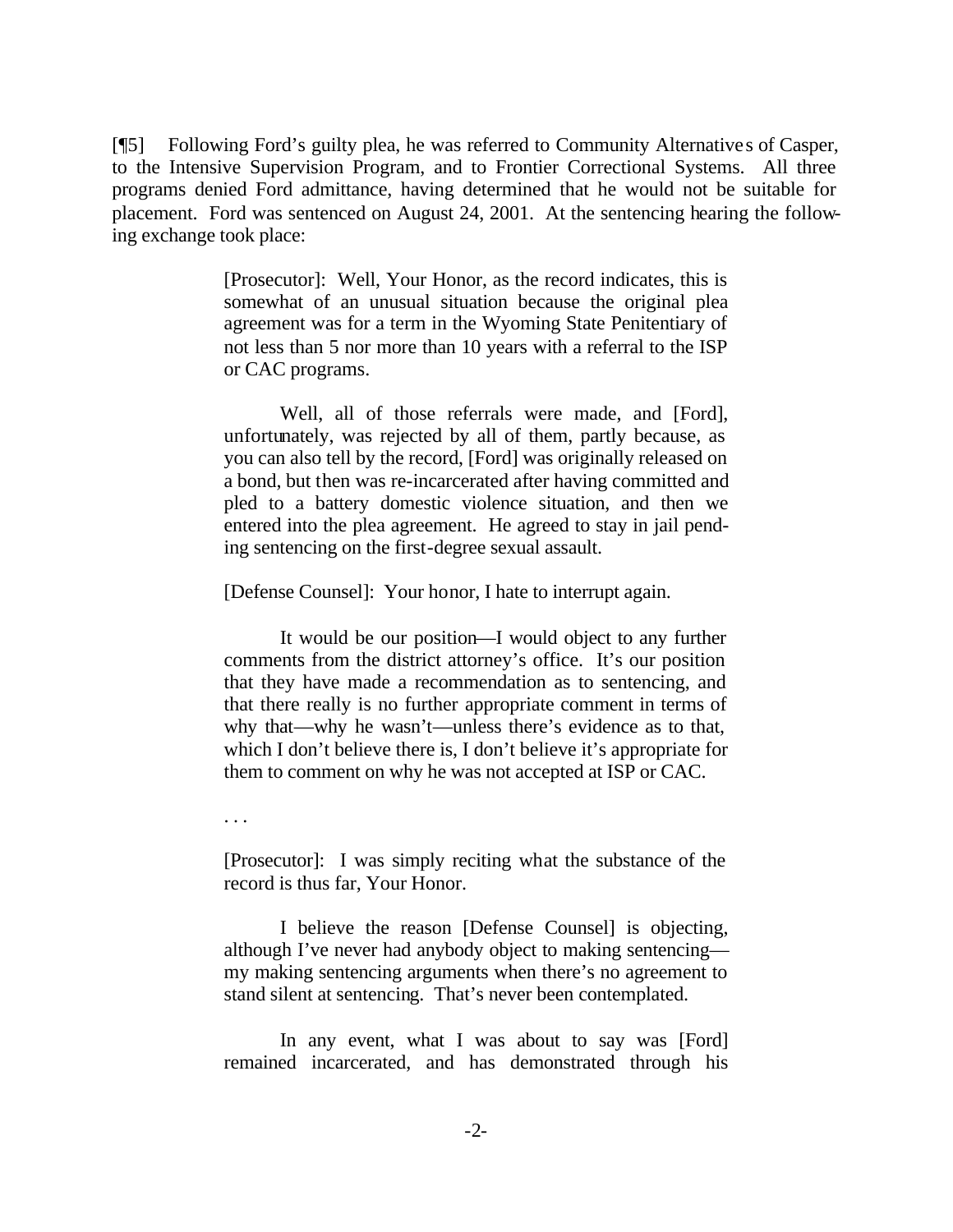[¶5] Following Ford's guilty plea, he was referred to Community Alternatives of Casper, to the Intensive Supervision Program, and to Frontier Correctional Systems. All three programs denied Ford admittance, having determined that he would not be suitable for placement. Ford was sentenced on August 24, 2001. At the sentencing hearing the following exchange took place:

> [Prosecutor]: Well, Your Honor, as the record indicates, this is somewhat of an unusual situation because the original plea agreement was for a term in the Wyoming State Penitentiary of not less than 5 nor more than 10 years with a referral to the ISP or CAC programs.
>
> Well, all of those referrals were made, and [Ford], unfortunately, was rejected by all of them, partly because, as you can also tell by the record, [Ford] was originally released on a bond, but then was re-incarcerated after having committed and pled to a battery domestic violence situation, and then we entered into the plea agreement. He agreed to stay in jail pending sentencing on the first-degree sexual assault.
>
> [Defense Counsel]: Your honor, I hate to interrupt again.
>
> It would be our position—I would object to any further comments from the district attorney's office. It's our position that they have made a recommendation as to sentencing, and that there really is no further appropriate comment in terms of why that—why he wasn't—unless there's evidence as to that, which I don't believe there is, I don't believe it's appropriate for them to comment on why he was not accepted at ISP or CAC.
>
> . . .
>
> [Prosecutor]: I was simply reciting what the substance of the record is thus far, Your Honor.
>
> I believe the reason [Defense Counsel] is objecting, although I've never had anybody object to making sentencing—my making sentencing arguments when there's no agreement to stand silent at sentencing. That's never been contemplated.
>
> In any event, what I was about to say was [Ford] remained incarcerated, and has demonstrated through his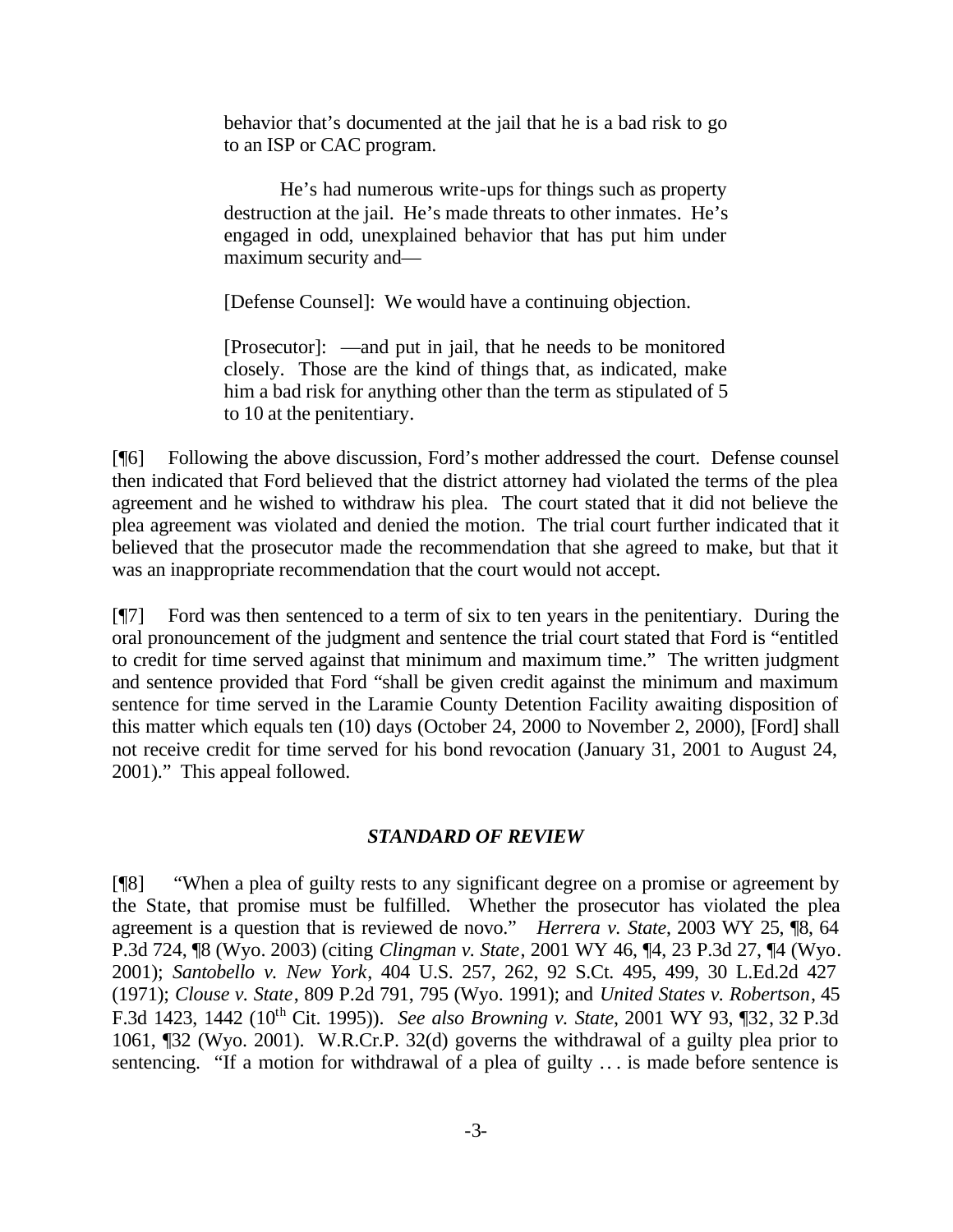> behavior that's documented at the jail that he is a bad risk to go to an ISP or CAC program.
>
> He's had numerous write-ups for things such as property destruction at the jail. He's made threats to other inmates. He's engaged in odd, unexplained behavior that has put him under maximum security and—
>
> [Defense Counsel]: We would have a continuing objection.
>
> [Prosecutor]: —and put in jail, that he needs to be monitored closely. Those are the kind of things that, as indicated, make him a bad risk for anything other than the term as stipulated of 5 to 10 at the penitentiary.

[¶6] Following the above discussion, Ford's mother addressed the court. Defense counsel then indicated that Ford believed that the district attorney had violated the terms of the plea agreement and he wished to withdraw his plea. The court stated that it did not believe the plea agreement was violated and denied the motion. The trial court further indicated that it believed that the prosecutor made the recommendation that she agreed to make, but that it was an inappropriate recommendation that the court would not accept.

[¶7] Ford was then sentenced to a term of six to ten years in the penitentiary. During the oral pronouncement of the judgment and sentence the trial court stated that Ford is "entitled to credit for time served against that minimum and maximum time." The written judgment and sentence provided that Ford "shall be given credit against the minimum and maximum sentence for time served in the Laramie County Detention Facility awaiting disposition of this matter which equals ten (10) days (October 24, 2000 to November 2, 2000), [Ford] shall not receive credit for time served for his bond revocation (January 31, 2001 to August 24, 2001)." This appeal followed.

### *STANDARD OF REVIEW*

[¶8] "When a plea of guilty rests to any significant degree on a promise or agreement by the State, that promise must be fulfilled. Whether the prosecutor has violated the plea agreement is a question that is reviewed de novo." *Herrera v. State*, 2003 WY 25, ¶8, 64 P.3d 724, ¶8 (Wyo. 2003) (citing *Clingman v. State*, 2001 WY 46, ¶4, 23 P.3d 27, ¶4 (Wyo. 2001); *Santobello v. New York*, 404 U.S. 257, 262, 92 S.Ct. 495, 499, 30 L.Ed.2d 427 (1971); *Clouse v. State*, 809 P.2d 791, 795 (Wyo. 1991); and *United States v. Robertson*, 45 F.3d 1423, 1442 (10th Cit. 1995)). *See also Browning v. State*, 2001 WY 93, ¶32, 32 P.3d 1061, ¶32 (Wyo. 2001). W.R.Cr.P. 32(d) governs the withdrawal of a guilty plea prior to sentencing. "If a motion for withdrawal of a plea of guilty . . . is made before sentence is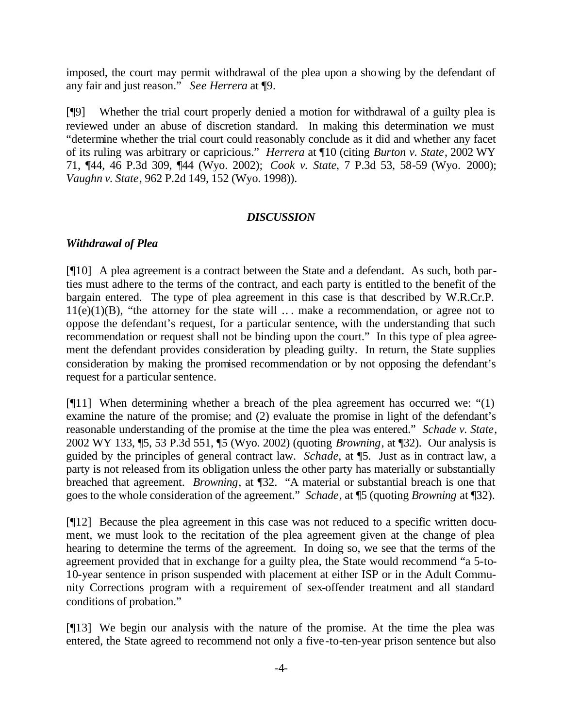imposed, the court may permit withdrawal of the plea upon a showing by the defendant of any fair and just reason." *See Herrera* at ¶9.

[¶9] Whether the trial court properly denied a motion for withdrawal of a guilty plea is reviewed under an abuse of discretion standard. In making this determination we must "determine whether the trial court could reasonably conclude as it did and whether any facet of its ruling was arbitrary or capricious." *Herrera* at ¶10 (citing *Burton v. State*, 2002 WY 71, ¶44, 46 P.3d 309, ¶44 (Wyo. 2002); *Cook v. State*, 7 P.3d 53, 58-59 (Wyo. 2000); *Vaughn v. State*, 962 P.2d 149, 152 (Wyo. 1998)).

## *DISCUSSION*

### *Withdrawal of Plea*

[¶10] A plea agreement is a contract between the State and a defendant. As such, both parties must adhere to the terms of the contract, and each party is entitled to the benefit of the bargain entered. The type of plea agreement in this case is that described by W.R.Cr.P. 11(e)(1)(B), "the attorney for the state will ... make a recommendation, or agree not to oppose the defendant's request, for a particular sentence, with the understanding that such recommendation or request shall not be binding upon the court." In this type of plea agreement the defendant provides consideration by pleading guilty. In return, the State supplies consideration by making the promised recommendation or by not opposing the defendant's request for a particular sentence.

[¶11] When determining whether a breach of the plea agreement has occurred we: "(1) examine the nature of the promise; and (2) evaluate the promise in light of the defendant's reasonable understanding of the promise at the time the plea was entered." *Schade v. State*, 2002 WY 133, ¶5, 53 P.3d 551, ¶5 (Wyo. 2002) (quoting *Browning*, at ¶32). Our analysis is guided by the principles of general contract law. *Schade*, at ¶5. Just as in contract law, a party is not released from its obligation unless the other party has materially or substantially breached that agreement. *Browning*, at ¶32. "A material or substantial breach is one that goes to the whole consideration of the agreement." *Schade*, at ¶5 (quoting *Browning* at ¶32).

[¶12] Because the plea agreement in this case was not reduced to a specific written document, we must look to the recitation of the plea agreement given at the change of plea hearing to determine the terms of the agreement. In doing so, we see that the terms of the agreement provided that in exchange for a guilty plea, the State would recommend "a 5-to-10-year sentence in prison suspended with placement at either ISP or in the Adult Community Corrections program with a requirement of sex-offender treatment and all standard conditions of probation."

[¶13] We begin our analysis with the nature of the promise. At the time the plea was entered, the State agreed to recommend not only a five-to-ten-year prison sentence but also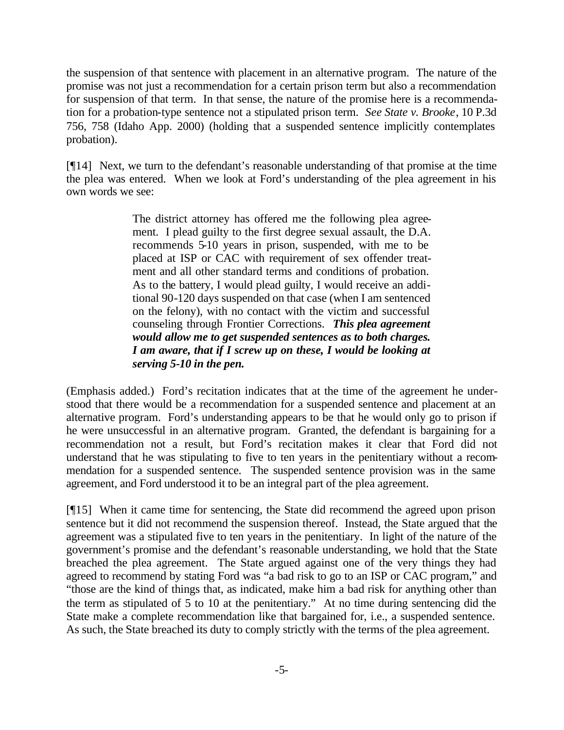the suspension of that sentence with placement in an alternative program. The nature of the promise was not just a recommendation for a certain prison term but also a recommendation for suspension of that term. In that sense, the nature of the promise here is a recommendation for a probation-type sentence not a stipulated prison term. *See State v. Brooke*, 10 P.3d 756, 758 (Idaho App. 2000) (holding that a suspended sentence implicitly contemplates probation).

[¶14] Next, we turn to the defendant's reasonable understanding of that promise at the time the plea was entered. When we look at Ford's understanding of the plea agreement in his own words we see:

> The district attorney has offered me the following plea agreement. I plead guilty to the first degree sexual assault, the D.A. recommends 5-10 years in prison, suspended, with me to be placed at ISP or CAC with requirement of sex offender treatment and all other standard terms and conditions of probation. As to the battery, I would plead guilty, I would receive an additional 90-120 days suspended on that case (when I am sentenced on the felony), with no contact with the victim and successful counseling through Frontier Corrections. ***This plea agreement would allow me to get suspended sentences as to both charges. I am aware, that if I screw up on these, I would be looking at serving 5-10 in the pen.***

(Emphasis added.) Ford's recitation indicates that at the time of the agreement he understood that there would be a recommendation for a suspended sentence and placement at an alternative program. Ford's understanding appears to be that he would only go to prison if he were unsuccessful in an alternative program. Granted, the defendant is bargaining for a recommendation not a result, but Ford's recitation makes it clear that Ford did not understand that he was stipulating to five to ten years in the penitentiary without a recommendation for a suspended sentence. The suspended sentence provision was in the same agreement, and Ford understood it to be an integral part of the plea agreement.

[¶15] When it came time for sentencing, the State did recommend the agreed upon prison sentence but it did not recommend the suspension thereof. Instead, the State argued that the agreement was a stipulated five to ten years in the penitentiary. In light of the nature of the government's promise and the defendant's reasonable understanding, we hold that the State breached the plea agreement. The State argued against one of the very things they had agreed to recommend by stating Ford was "a bad risk to go to an ISP or CAC program," and "those are the kind of things that, as indicated, make him a bad risk for anything other than the term as stipulated of 5 to 10 at the penitentiary." At no time during sentencing did the State make a complete recommendation like that bargained for, i.e., a suspended sentence. As such, the State breached its duty to comply strictly with the terms of the plea agreement.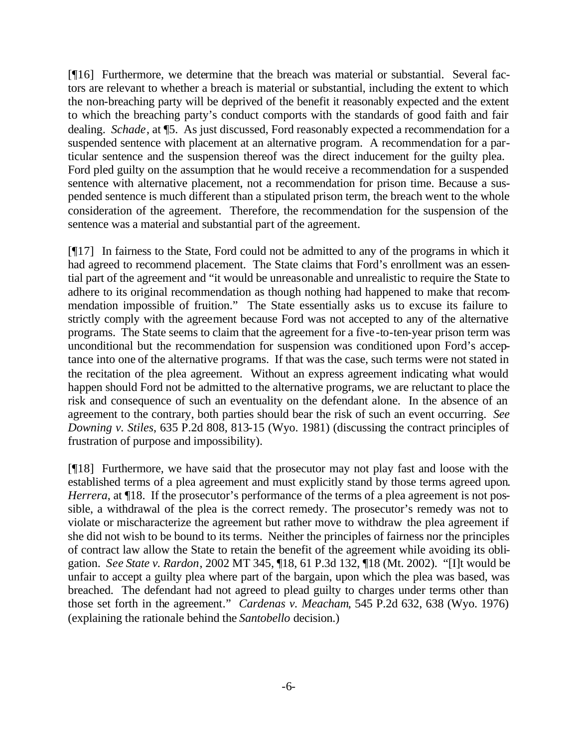[¶16] Furthermore, we determine that the breach was material or substantial. Several factors are relevant to whether a breach is material or substantial, including the extent to which the non-breaching party will be deprived of the benefit it reasonably expected and the extent to which the breaching party's conduct comports with the standards of good faith and fair dealing. *Schade*, at ¶5. As just discussed, Ford reasonably expected a recommendation for a suspended sentence with placement at an alternative program. A recommendation for a particular sentence and the suspension thereof was the direct inducement for the guilty plea. Ford pled guilty on the assumption that he would receive a recommendation for a suspended sentence with alternative placement, not a recommendation for prison time. Because a suspended sentence is much different than a stipulated prison term, the breach went to the whole consideration of the agreement. Therefore, the recommendation for the suspension of the sentence was a material and substantial part of the agreement.

[¶17] In fairness to the State, Ford could not be admitted to any of the programs in which it had agreed to recommend placement. The State claims that Ford's enrollment was an essential part of the agreement and "it would be unreasonable and unrealistic to require the State to adhere to its original recommendation as though nothing had happened to make that recommendation impossible of fruition." The State essentially asks us to excuse its failure to strictly comply with the agreement because Ford was not accepted to any of the alternative programs. The State seems to claim that the agreement for a five-to-ten-year prison term was unconditional but the recommendation for suspension was conditioned upon Ford's acceptance into one of the alternative programs. If that was the case, such terms were not stated in the recitation of the plea agreement. Without an express agreement indicating what would happen should Ford not be admitted to the alternative programs, we are reluctant to place the risk and consequence of such an eventuality on the defendant alone. In the absence of an agreement to the contrary, both parties should bear the risk of such an event occurring. *See Downing v. Stiles*, 635 P.2d 808, 813-15 (Wyo. 1981) (discussing the contract principles of frustration of purpose and impossibility).

[¶18] Furthermore, we have said that the prosecutor may not play fast and loose with the established terms of a plea agreement and must explicitly stand by those terms agreed upon. *Herrera*, at ¶18. If the prosecutor's performance of the terms of a plea agreement is not possible, a withdrawal of the plea is the correct remedy. The prosecutor's remedy was not to violate or mischaracterize the agreement but rather move to withdraw the plea agreement if she did not wish to be bound to its terms. Neither the principles of fairness nor the principles of contract law allow the State to retain the benefit of the agreement while avoiding its obligation. *See State v. Rardon*, 2002 MT 345, ¶18, 61 P.3d 132, ¶18 (Mt. 2002). "[I]t would be unfair to accept a guilty plea where part of the bargain, upon which the plea was based, was breached. The defendant had not agreed to plead guilty to charges under terms other than those set forth in the agreement." *Cardenas v. Meacham*, 545 P.2d 632, 638 (Wyo. 1976) (explaining the rationale behind the *Santobello* decision.)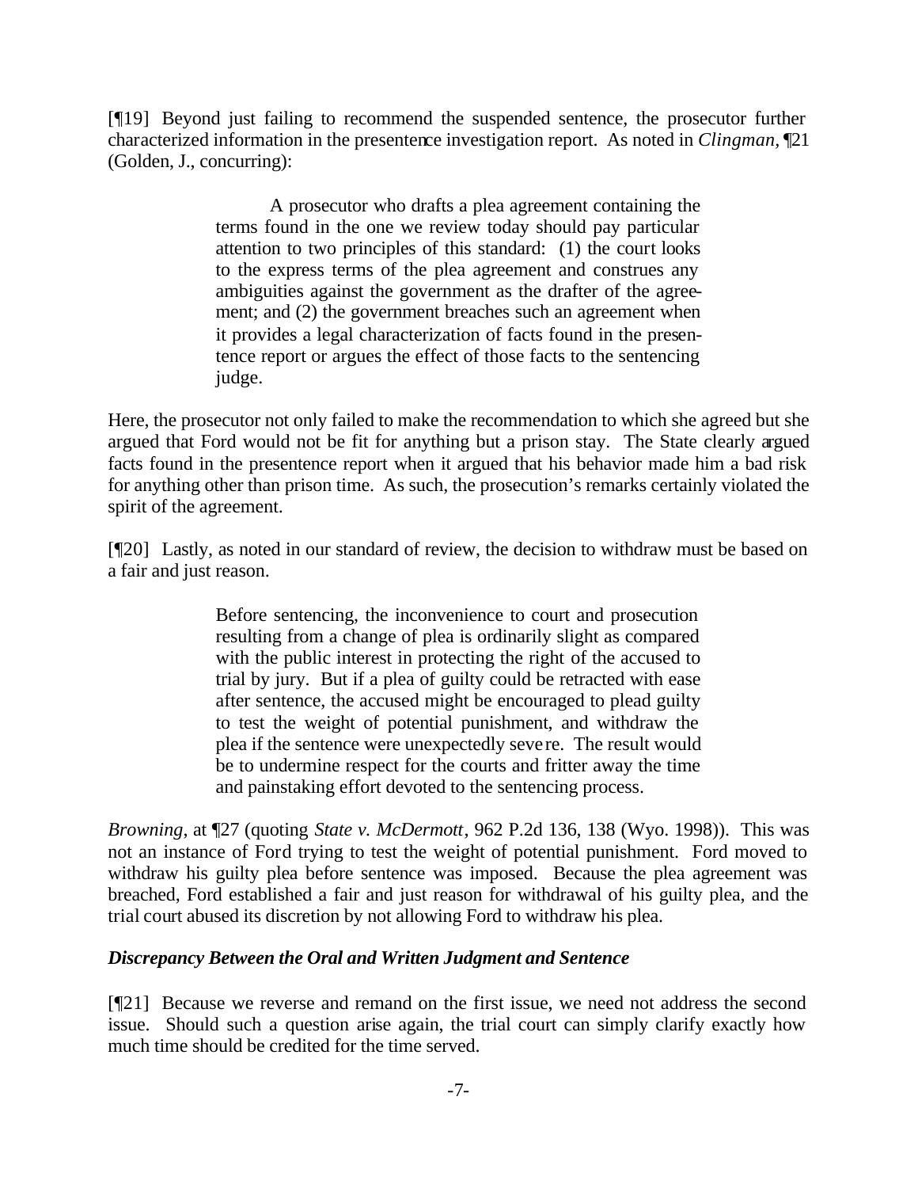[¶19] Beyond just failing to recommend the suspended sentence, the prosecutor further characterized information in the presentence investigation report. As noted in *Clingman*, ¶21 (Golden, J., concurring):

> A prosecutor who drafts a plea agreement containing the terms found in the one we review today should pay particular attention to two principles of this standard: (1) the court looks to the express terms of the plea agreement and construes any ambiguities against the government as the drafter of the agreement; and (2) the government breaches such an agreement when it provides a legal characterization of facts found in the presentence report or argues the effect of those facts to the sentencing judge.

Here, the prosecutor not only failed to make the recommendation to which she agreed but she argued that Ford would not be fit for anything but a prison stay. The State clearly argued facts found in the presentence report when it argued that his behavior made him a bad risk for anything other than prison time. As such, the prosecution's remarks certainly violated the spirit of the agreement.

[¶20] Lastly, as noted in our standard of review, the decision to withdraw must be based on a fair and just reason.

> Before sentencing, the inconvenience to court and prosecution resulting from a change of plea is ordinarily slight as compared with the public interest in protecting the right of the accused to trial by jury. But if a plea of guilty could be retracted with ease after sentence, the accused might be encouraged to plead guilty to test the weight of potential punishment, and withdraw the plea if the sentence were unexpectedly severe. The result would be to undermine respect for the courts and fritter away the time and painstaking effort devoted to the sentencing process.

*Browning*, at ¶27 (quoting *State v. McDermott*, 962 P.2d 136, 138 (Wyo. 1998)). This was not an instance of Ford trying to test the weight of potential punishment. Ford moved to withdraw his guilty plea before sentence was imposed. Because the plea agreement was breached, Ford established a fair and just reason for withdrawal of his guilty plea, and the trial court abused its discretion by not allowing Ford to withdraw his plea.

### *Discrepancy Between the Oral and Written Judgment and Sentence*

[¶21] Because we reverse and remand on the first issue, we need not address the second issue. Should such a question arise again, the trial court can simply clarify exactly how much time should be credited for the time served.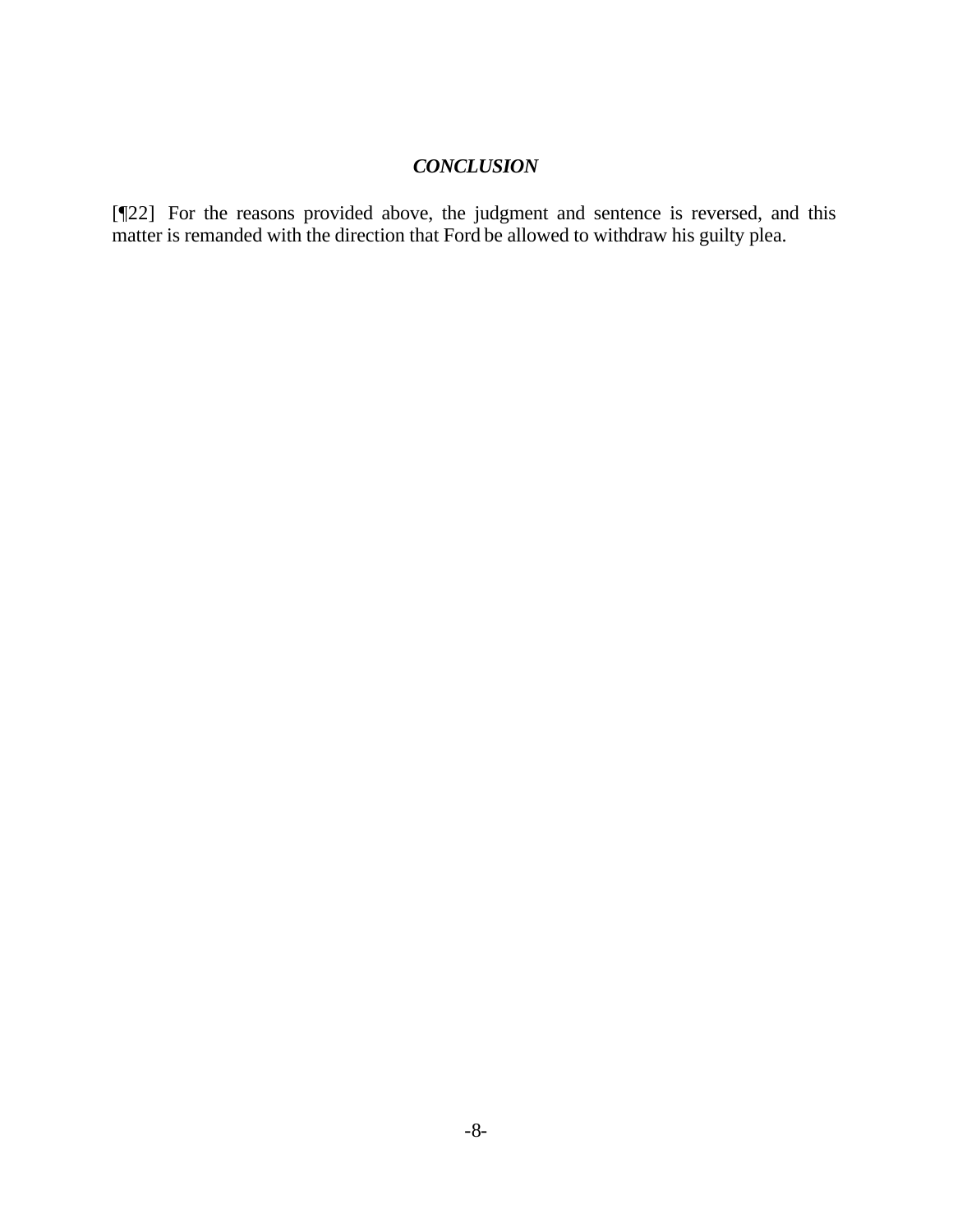## *CONCLUSION*

[¶22] For the reasons provided above, the judgment and sentence is reversed, and this matter is remanded with the direction that Ford be allowed to withdraw his guilty plea.